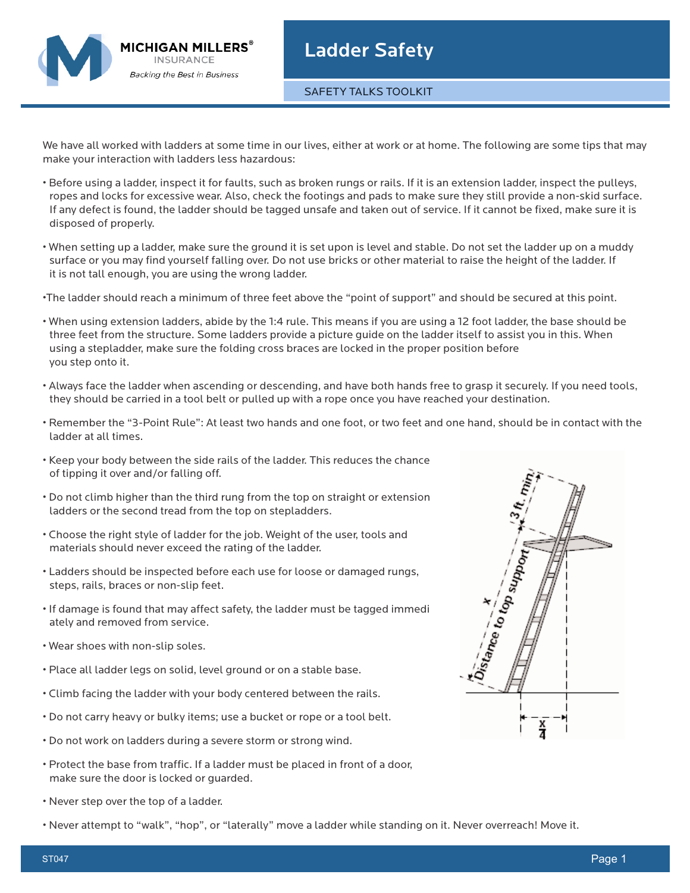# Ladder Safety

SAFETY TALKS TOOLKIT

We have all worked with ladders at some time in our lives, either at work or at home. The following are some tips that may make your interaction with ladders less hazardous:

- Before using a ladder, inspect it for faults, such as broken rungs or rails. If it is an extension ladder, inspect the pulleys, ropes and locks for excessive wear. Also, check the footings and pads to make sure they still provide a non-skid surface. If any defect is found, the ladder should be tagged unsafe and taken out of service. If it cannot be fixed, make sure it is disposed of properly.
- When setting up a ladder, make sure the ground it is set upon is level and stable. Do not set the ladder up on a muddy surface or you may find yourself falling over. Do not use bricks or other material to raise the height of the ladder. If it is not tall enough, you are using the wrong ladder.
- The ladder should reach a minimum of three feet above the "point of support" and should be secured at this point.
- When using extension ladders, abide by the 1:4 rule. This means if you are using a 12 foot ladder, the base should be three feet from the structure. Some ladders provide a picture guide on the ladder itself to assist you in this. When using a stepladder, make sure the folding cross braces are locked in the proper position before you step onto it.
- Always face the ladder when ascending or descending, and have both hands free to grasp it securely. If you need tools, they should be carried in a tool belt or pulled up with a rope once you have reached your destination.
- Remember the "3-Point Rule": At least two hands and one foot, or two feet and one hand, should be in contact with the ladder at all times.
- Keep your body between the side rails of the ladder. This reduces the chance of tipping it over and/or falling off.
- Do not climb higher than the third rung from the top on straight or extension ladders or the second tread from the top on stepladders.
- Choose the right style of ladder for the job. Weight of the user, tools and materials should never exceed the rating of the ladder.
- Ladders should be inspected before each use for loose or damaged rungs, steps, rails, braces or non-slip feet.
- If damage is found that may affect safety, the ladder must be tagged immedi ately and removed from service.
- Wear shoes with non-slip soles.
- Place all ladder legs on solid, level ground or on a stable base.
- Climb facing the ladder with your body centered between the rails.
- Do not carry heavy or bulky items; use a bucket or rope or a tool belt.
- Do not work on ladders during a severe storm or strong wind.
- Protect the base from traffic. If a ladder must be placed in front of a door, make sure the door is locked or guarded.
- Never step over the top of a ladder.
- Never attempt to "walk", "hop", or "laterally" move a ladder while standing on it. Never overreach! Move it.

ST047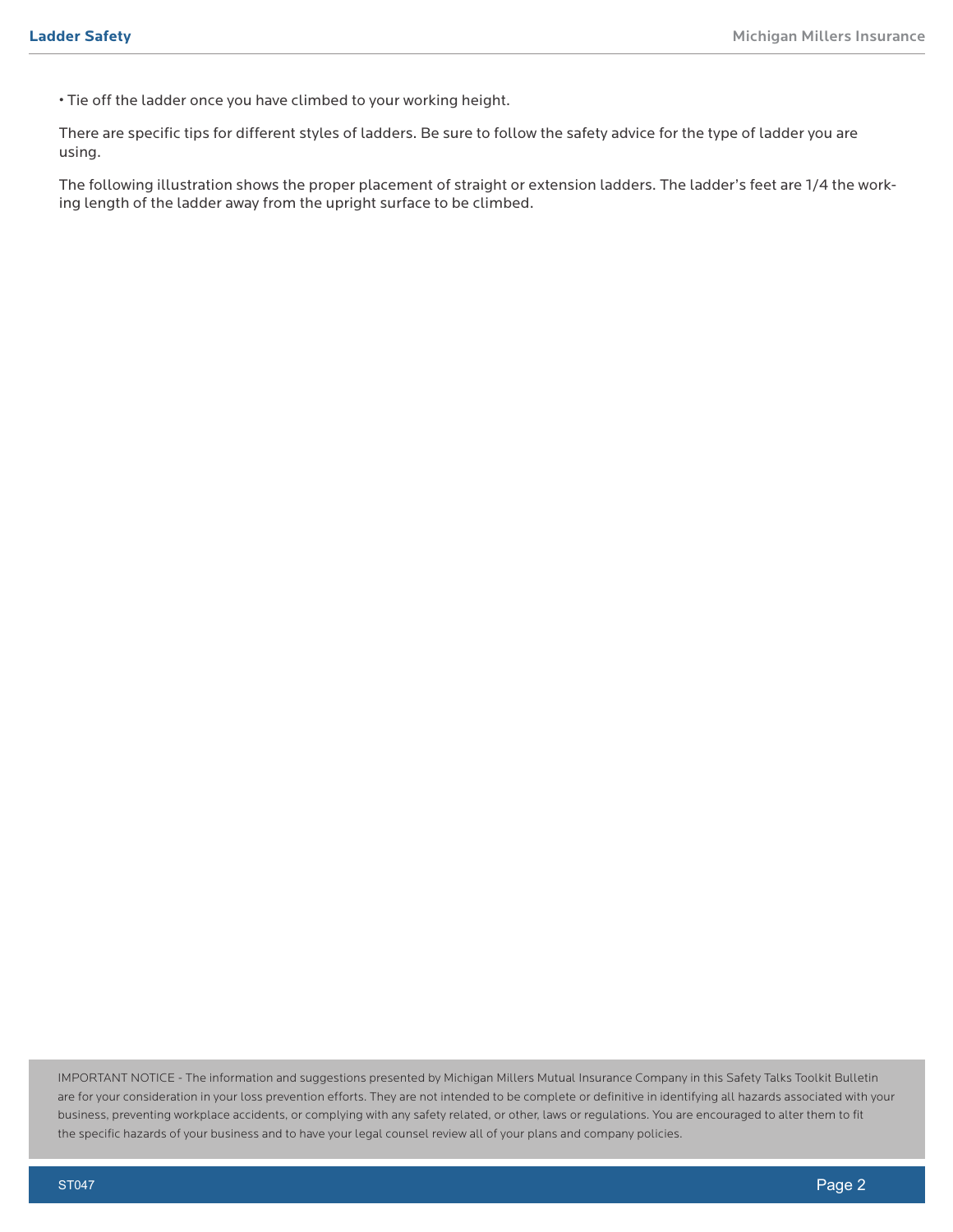- Tie off the ladder once you have climbed to your working height.

There are specific tips for different styles of ladders. Be sure to follow the safety advice for the type of ladder you are using.

The following illustration shows the proper placement of straight or extension ladders. The ladder's feet are 1/4 the working length of the ladder away from the upright surface to be climbed.

IMPORTANT NOTICE - The information and suggestions presented by Michigan Millers Mutual Insurance Company in this Safety Talks Toolkit Bulletin are for your consideration in your loss prevention efforts. They are not intended to be complete or definitive in identifying all hazards associated with your business, preventing workplace accidents, or complying with any safety related, or other, laws or regulations. You are encouraged to alter them to fit the specific hazards of your business and to have your legal counsel review all of your plans and company policies.

ST047